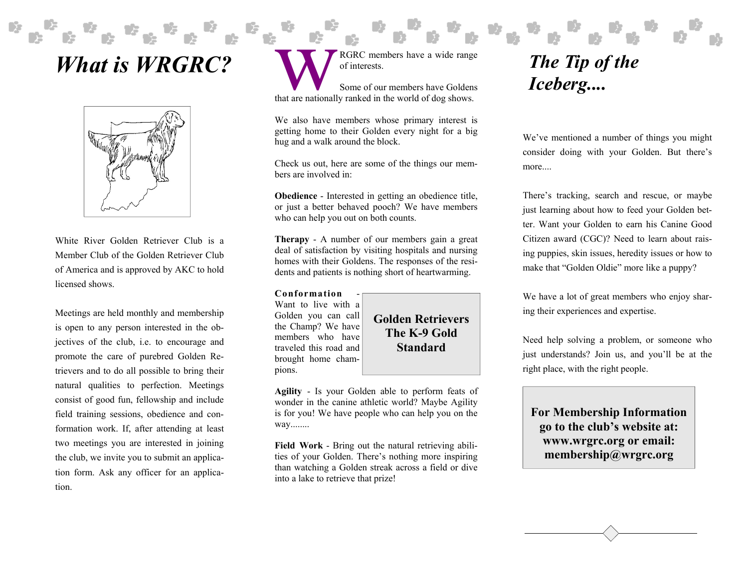# What is WRGRC?

White River Golden Retriever Club is a Member Club of the Golden Retriever Club of America and is approved by AKC to hold licensed shows.

Meetings are held monthly and membership is open to any person interested in the objectives of the club, i.e. to encourage and promote the care of purebred Golden Retrievers and to do all possible to bring their natural qualities to perfection. Meetings consist of good fun, fellowship and include field training sessions, obedience and conformation work. If, after attending at least two meetings you are interested in joining the club, we invite you to submit an application form. Ask any officer for an application.

WRGRC members have a wide range of interests.

Some of our members have Goldens that are nationally ranked in the world of dog shows.

We also have members whose primary interest is getting home to their Golden every night for a big hug and a walk around the block.

Check us out, here are some of the things our members are involved in:

**Obedience** - Interested in getting an obedience title, or just a better behaved pooch? We have members who can help you out on both counts.

**Therapy** - A number of our members gain a great deal of satisfaction by visiting hospitals and nursing homes with their Goldens. The responses of the residents and patients is nothing short of heartwarming.

**Conformation** - Want to live with a Golden you can call the Champ? We have members who have traveled this road and brought home champions.

**Golden Retrievers The K-9 Gold Standard**

**Agility** - Is your Golden able to perform feats of wonder in the canine athletic world? Maybe Agility is for you! We have people who can help you on the way........

**Field Work** - Bring out the natural retrieving abilities of your Golden. There's nothing more inspiring than watching a Golden streak across a field or dive into a lake to retrieve that prize!

# The Tip of the Iceberg....

We've mentioned a number of things you might consider doing with your Golden. But there's more....

There's tracking, search and rescue, or maybe just learning about how to feed your Golden better. Want your Golden to earn his Canine Good Citizen award (CGC)? Need to learn about raising puppies, skin issues, heredity issues or how to make that "Golden Oldie" more like a puppy?

We have a lot of great members who enjoy sharing their experiences and expertise.

Need help solving a problem, or someone who just understands? Join us, and you'll be at the right place, with the right people.

**For Membership Information go to the club's website at: www.wrgrc.org or email: membership@wrgrc.org**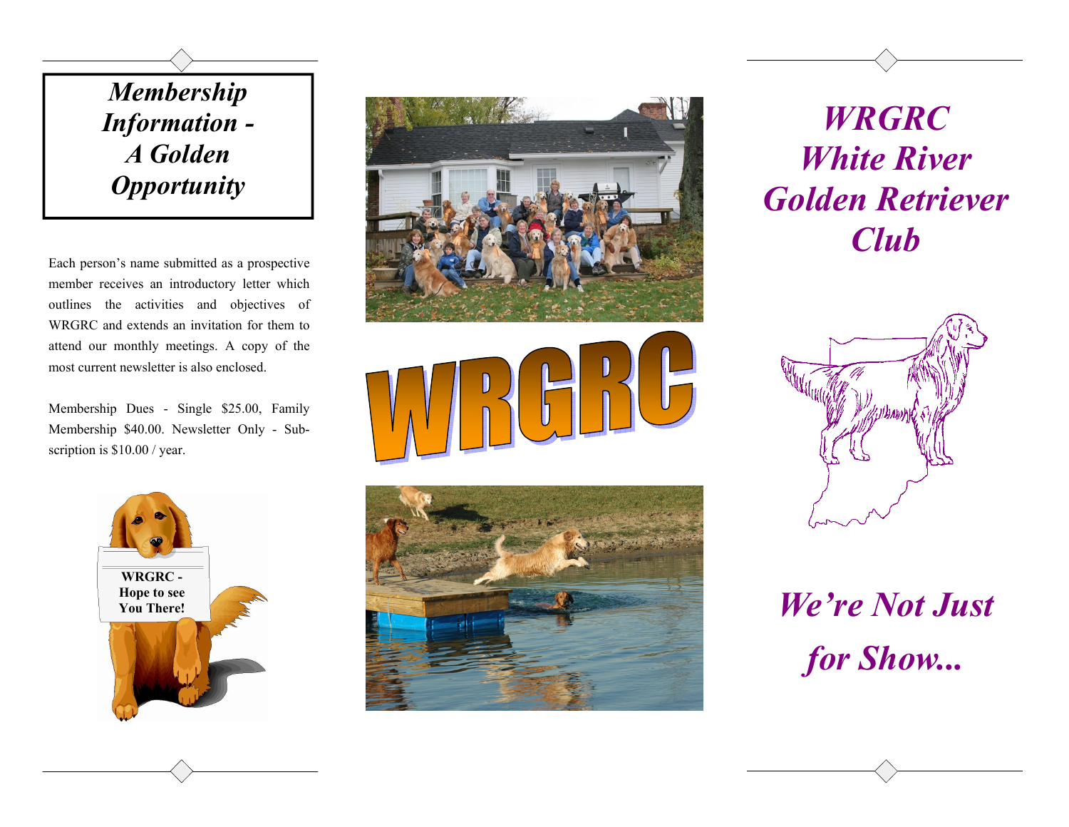## *Membership Information - A Golden Opportunity*

Each person's name submitted as a prospective member receives an introductory letter which outlines the activities and objectives of WRGRC and extends an invitation for them to attend our monthly meetings. A copy of the most current newsletter is also enclosed.

Membership Dues - Single $25.00, Family Membership $40.00. Newsletter Only - Subscription is $10.00 / year.

WRGRC - Hope to see You There!

WRGRC

# *WRGRC White River Golden Retriever Club*

## *We're Not Just for Show...*